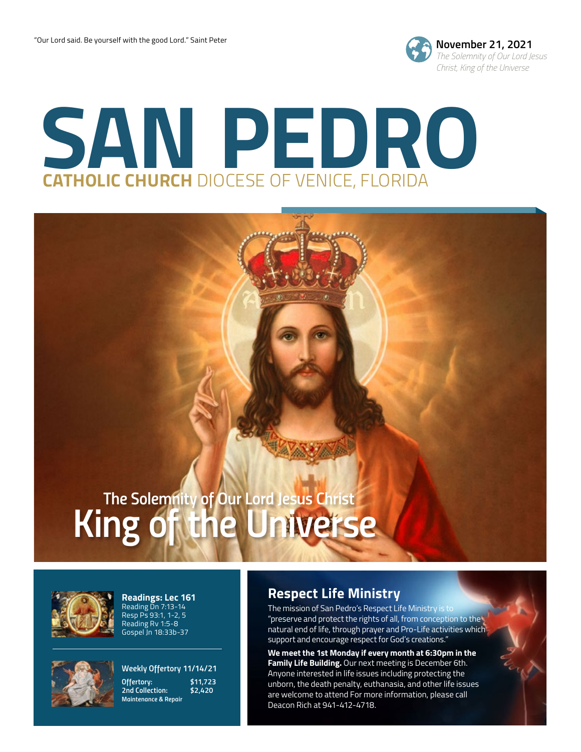"Our Lord said. Be yourself with the good Lord." Saint Peter

**November 21, 2021**
*The Solemnity of Our Lord Jesus Christ, King of the Universe*

# SAN PEDRO

**CATHOLIC CHURCH** DIOCESE OF VENICE, FLORIDA

## The Solemnity of Our Lord Jesus Christ King of the Universe

### Readings: Lec 161

Reading Dn 7:13-14
Resp Ps 93:1, 1-2, 5
Reading Rv 1:5-8
Gospel Jn 18:33b-37

### Weekly Offertory 11/14/21

| | |
|---|---|
| **Offertory:** | **$11,723** |
| **2nd Collection:** | **$2,420** |
| **Maintenance & Repair** | |

## Respect Life Ministry

The mission of San Pedro's Respect Life Ministry is to "preserve and protect the rights of all, from conception to the natural end of life, through prayer and Pro-Life activities which support and encourage respect for God's creations."

**We meet the 1st Monday if every month at 6:30pm in the Family Life Building.** Our next meeting is December 6th. Anyone interested in life issues including protecting the unborn, the death penalty, euthanasia, and other life issues are welcome to attend For more information, please call Deacon Rich at 941-412-4718.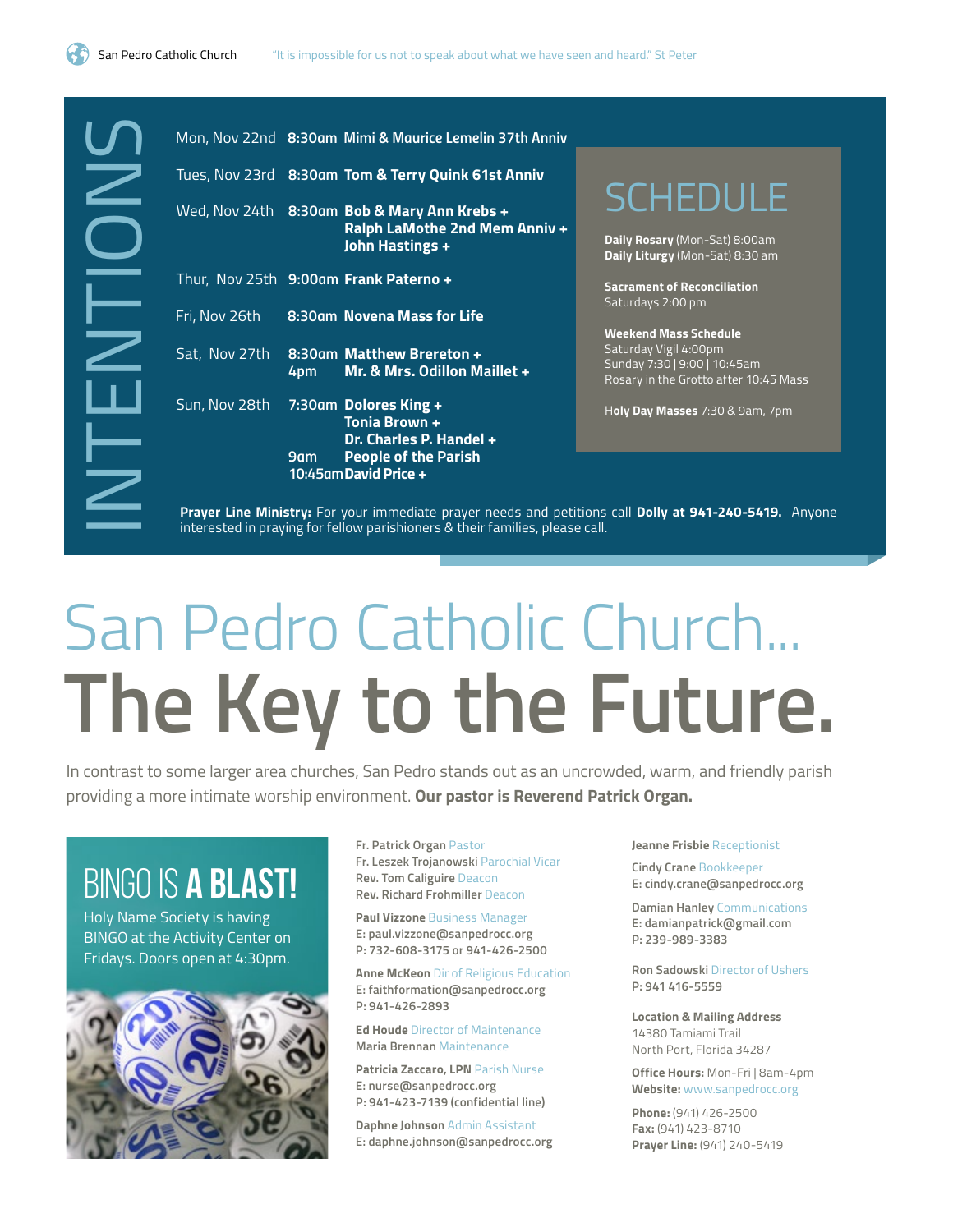# INTENTIONS

| | | |
|---|---|---|
| Mon, Nov 22nd | 8:30am | **Mimi & Maurice Lemelin 37th Anniv** |
| Tues, Nov 23rd | 8:30am | **Tom & Terry Quink 61st Anniv** |
| Wed, Nov 24th | 8:30am | **Bob & Mary Ann Krebs +** <br> **Ralph LaMothe 2nd Mem Anniv +** <br> **John Hastings +** |
| Thur, Nov 25th | 9:00am | **Frank Paterno +** |
| Fri, Nov 26th | 8:30am | **Novena Mass for Life** |
| Sat, Nov 27th | 8:30am | **Matthew Brereton +** |
| | 4pm | **Mr. & Mrs. Odillon Maillet +** |
| Sun, Nov 28th | 7:30am | **Dolores King +** <br> **Tonia Brown +** <br> **Dr. Charles P. Handel +** |
| | 9am | **People of the Parish** |
| | 10:45am | **David Price +** |

## SCHEDULE

**Daily Rosary** (Mon-Sat) 8:00am
**Daily Liturgy** (Mon-Sat) 8:30 am

**Sacrament of Reconciliation**
Saturdays 2:00 pm

**Weekend Mass Schedule**
Saturday Vigil 4:00pm
Sunday 7:30 | 9:00 | 10:45am
Rosary in the Grotto after 10:45 Mass

**Holy Day Masses** 7:30 & 9am, 7pm

**Prayer Line Ministry:** For your immediate prayer needs and petitions call **Dolly at 941-240-5419.** Anyone interested in praying for fellow parishioners & their families, please call.

# San Pedro Catholic Church...
# The Key to the Future.

In contrast to some larger area churches, San Pedro stands out as an uncrowded, warm, and friendly parish providing a more intimate worship environment. **Our pastor is Reverend Patrick Organ.**

## BINGO IS A BLAST!

Holy Name Society is having BINGO at the Activity Center on Fridays. Doors open at 4:30pm.

**Fr. Patrick Organ** Pastor
**Fr. Leszek Trojanowski** Parochial Vicar
**Rev. Tom Caliguire** Deacon
**Rev. Richard Frohmiller** Deacon

**Paul Vizzone** Business Manager
E: paul.vizzone@sanpedrocc.org
P: 732-608-3175 or 941-426-2500

**Anne McKeon** Dir of Religious Education
E: faithformation@sanpedrocc.org
P: 941-426-2893

**Ed Houde** Director of Maintenance
**Maria Brennan** Maintenance

**Patricia Zaccaro, LPN** Parish Nurse
E: nurse@sanpedrocc.org
P: 941-423-7139 (confidential line)

**Daphne Johnson** Admin Assistant
E: daphne.johnson@sanpedrocc.org

**Jeanne Frisbie** Receptionist

**Cindy Crane** Bookkeeper
E: cindy.crane@sanpedrocc.org

**Damian Hanley** Communications
E: damianpatrick@gmail.com
P: 239-989-3383

**Ron Sadowski** Director of Ushers
P: 941 416-5559

**Location & Mailing Address**
14380 Tamiami Trail
North Port, Florida 34287

**Office Hours:** Mon-Fri | 8am-4pm
**Website:** www.sanpedrocc.org

**Phone:** (941) 426-2500
**Fax:** (941) 423-8710
**Prayer Line:** (941) 240-5419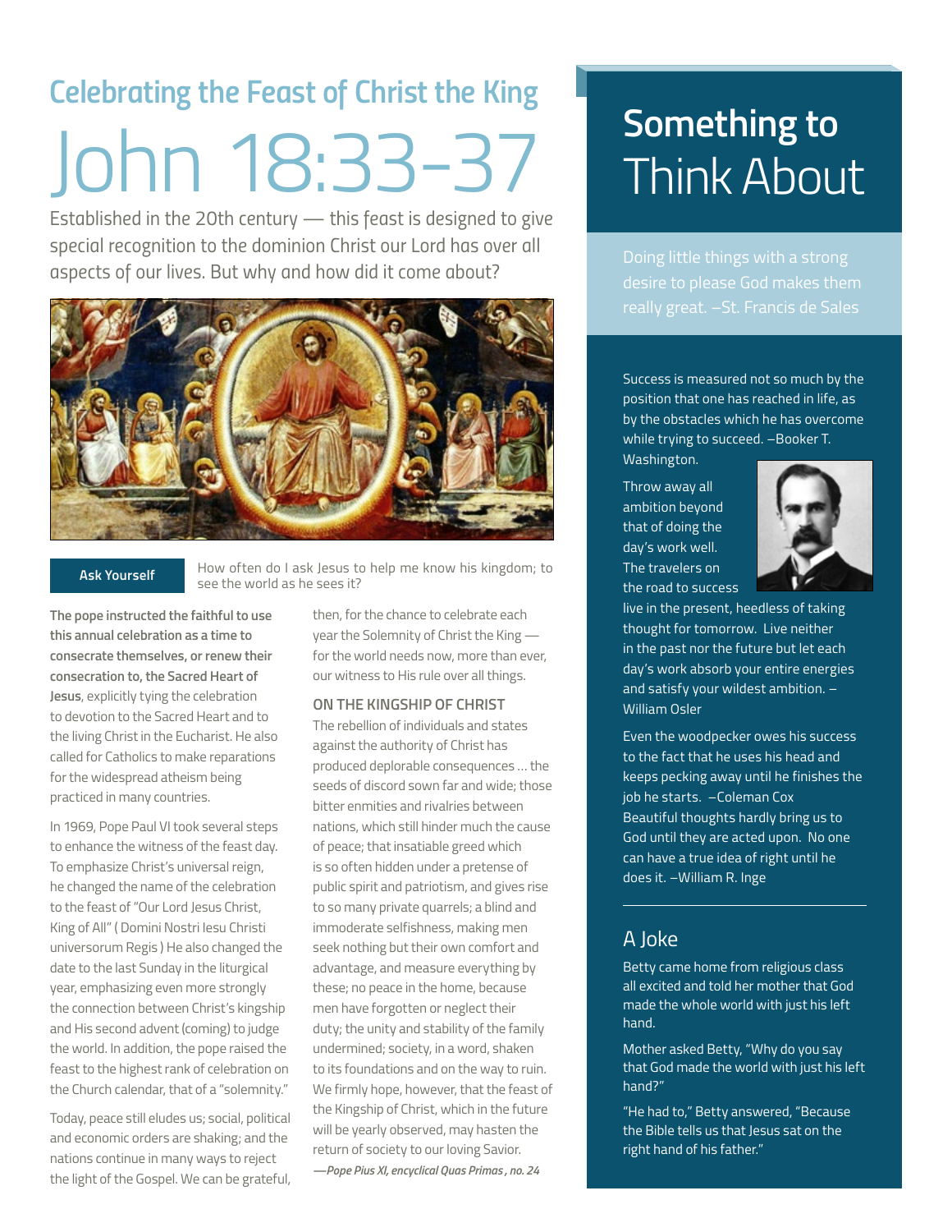## Celebrating the Feast of Christ the King

# John 18:33-37

Established in the 20th century — this feast is designed to give special recognition to the dominion Christ our Lord has over all aspects of our lives. But why and how did it come about?

**Ask Yourself**

How often do I ask Jesus to help me know his kingdom; to see the world as he sees it?

**The pope instructed the faithful to use this annual celebration as a time to consecrate themselves, or renew their consecration to, the Sacred Heart of Jesus**, explicitly tying the celebration to devotion to the Sacred Heart and to the living Christ in the Eucharist. He also called for Catholics to make reparations for the widespread atheism being practiced in many countries.

In 1969, Pope Paul VI took several steps to enhance the witness of the feast day. To emphasize Christ's universal reign, he changed the name of the celebration to the feast of "Our Lord Jesus Christ, King of All" ( Domini Nostri Iesu Christi universorum Regis ) He also changed the date to the last Sunday in the liturgical year, emphasizing even more strongly the connection between Christ's kingship and His second advent (coming) to judge the world. In addition, the pope raised the feast to the highest rank of celebration on the Church calendar, that of a "solemnity."

Today, peace still eludes us; social, political and economic orders are shaking; and the nations continue in many ways to reject the light of the Gospel. We can be grateful, then, for the chance to celebrate each year the Solemnity of Christ the King — for the world needs now, more than ever, our witness to His rule over all things.

### ON THE KINGSHIP OF CHRIST

The rebellion of individuals and states against the authority of Christ has produced deplorable consequences ... the seeds of discord sown far and wide; those bitter enmities and rivalries between nations, which still hinder much the cause of peace; that insatiable greed which is so often hidden under a pretense of public spirit and patriotism, and gives rise to so many private quarrels; a blind and immoderate selfishness, making men seek nothing but their own comfort and advantage, and measure everything by these; no peace in the home, because men have forgotten or neglect their duty; the unity and stability of the family undermined; society, in a word, shaken to its foundations and on the way to ruin. We firmly hope, however, that the feast of the Kingship of Christ, which in the future will be yearly observed, may hasten the return of society to our loving Savior.

*—Pope Pius XI, encyclical Quas Primas , no. 24*

## Something to Think About

Doing little things with a strong desire to please God makes them really great. –St. Francis de Sales

Success is measured not so much by the position that one has reached in life, as by the obstacles which he has overcome while trying to succeed. –Booker T. Washington.

Throw away all ambition beyond that of doing the day's work well. The travelers on the road to success live in the present, heedless of taking thought for tomorrow. Live neither in the past nor the future but let each day's work absorb your entire energies and satisfy your wildest ambition. – William Osler

Even the woodpecker owes his success to the fact that he uses his head and keeps pecking away until he finishes the job he starts. –Coleman Cox

Beautiful thoughts hardly bring us to God until they are acted upon. No one can have a true idea of right until he does it. –William R. Inge

## A Joke

Betty came home from religious class all excited and told her mother that God made the whole world with just his left hand.

Mother asked Betty, "Why do you say that God made the world with just his left hand?"

"He had to," Betty answered, "Because the Bible tells us that Jesus sat on the right hand of his father."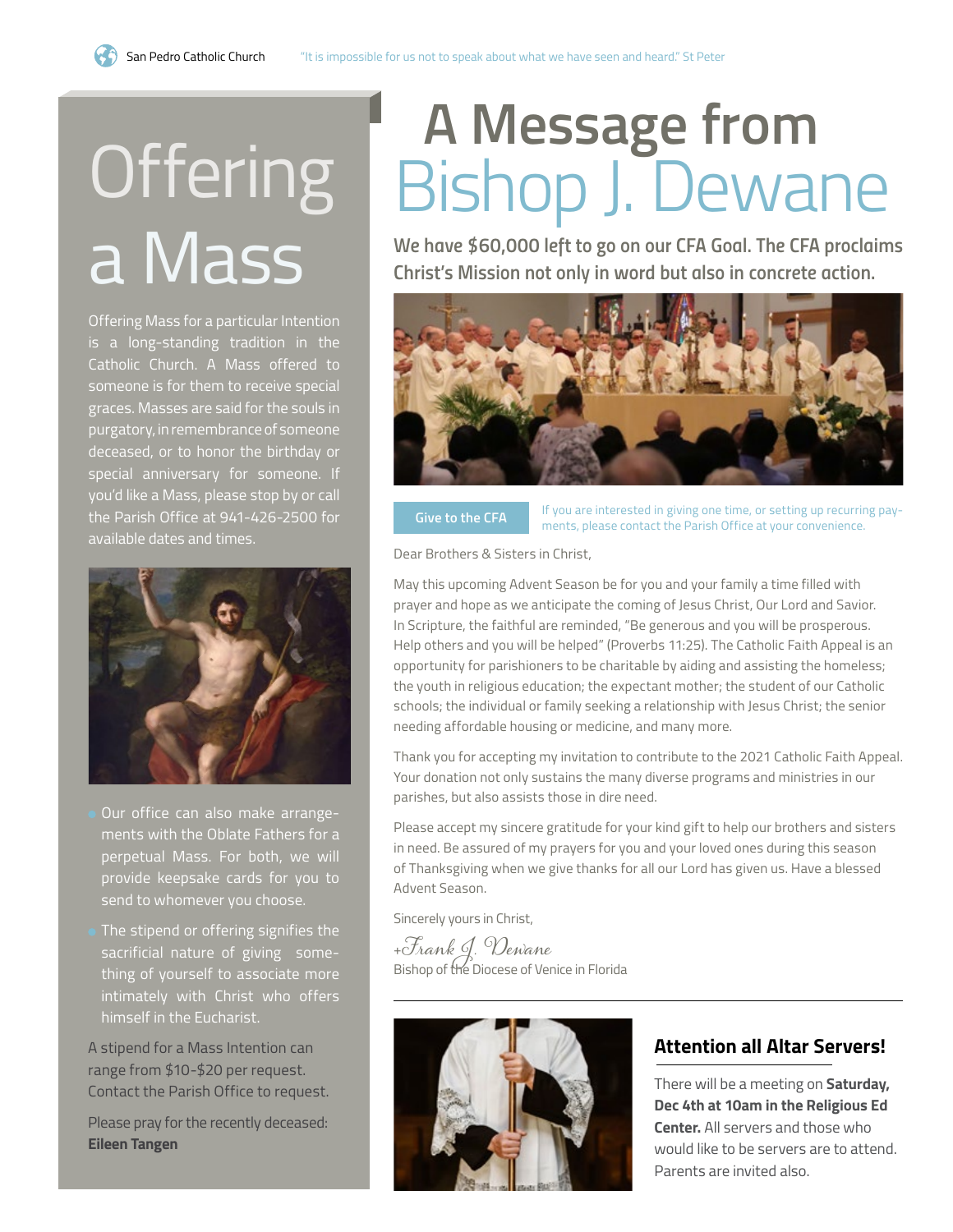# Offering a Mass

Offering Mass for a particular Intention is a long-standing tradition in the Catholic Church. A Mass offered to someone is for them to receive special graces. Masses are said for the souls in purgatory, in remembrance of someone deceased, or to honor the birthday or special anniversary for someone. If you'd like a Mass, please stop by or call the Parish Office at 941-426-2500 for available dates and times.

- Our office can also make arrangements with the Oblate Fathers for a perpetual Mass. For both, we will provide keepsake cards for you to send to whomever you choose.
- The stipend or offering signifies the sacrificial nature of giving something of yourself to associate more intimately with Christ who offers himself in the Eucharist.

A stipend for a Mass Intention can range from $10-$20 per request. Contact the Parish Office to request.

Please pray for the recently deceased: **Eileen Tangen**

# A Message from Bishop J. Dewane

**We have $60,000 left to go on our CFA Goal. The CFA proclaims Christ's Mission not only in word but also in concrete action.**

**Give to the CFA**

If you are interested in giving one time, or setting up recurring payments, please contact the Parish Office at your convenience.

Dear Brothers & Sisters in Christ,

May this upcoming Advent Season be for you and your family a time filled with prayer and hope as we anticipate the coming of Jesus Christ, Our Lord and Savior. In Scripture, the faithful are reminded, "Be generous and you will be prosperous. Help others and you will be helped" (Proverbs 11:25). The Catholic Faith Appeal is an opportunity for parishioners to be charitable by aiding and assisting the homeless; the youth in religious education; the expectant mother; the student of our Catholic schools; the individual or family seeking a relationship with Jesus Christ; the senior needing affordable housing or medicine, and many more.

Thank you for accepting my invitation to contribute to the 2021 Catholic Faith Appeal. Your donation not only sustains the many diverse programs and ministries in our parishes, but also assists those in dire need.

Please accept my sincere gratitude for your kind gift to help our brothers and sisters in need. Be assured of my prayers for you and your loved ones during this season of Thanksgiving when we give thanks for all our Lord has given us. Have a blessed Advent Season.

Sincerely yours in Christ,

+Frank J. Dewane
Bishop of the Diocese of Venice in Florida

## Attention all Altar Servers!

There will be a meeting on **Saturday, Dec 4th at 10am in the Religious Ed Center.** All servers and those who would like to be servers are to attend. Parents are invited also.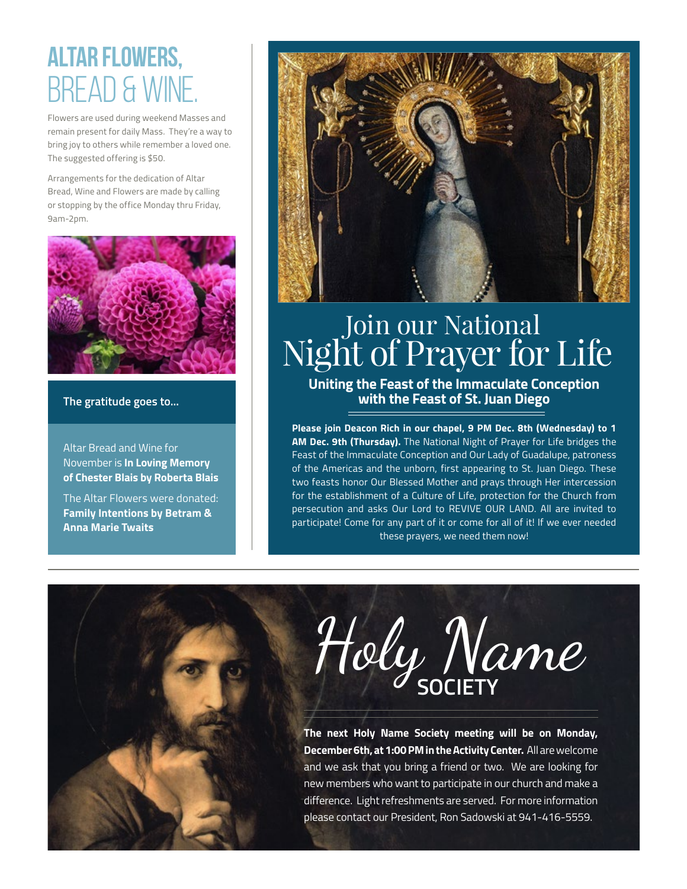# ALTAR FLOWERS, BREAD & WINE.

Flowers are used during weekend Masses and remain present for daily Mass. They're a way to bring joy to others while remember a loved one. The suggested offering is $50.

Arrangements for the dedication of Altar Bread, Wine and Flowers are made by calling or stopping by the office Monday thru Friday, 9am-2pm.

**The gratitude goes to...**

Altar Bread and Wine for November is **In Loving Memory of Chester Blais by Roberta Blais**

The Altar Flowers were donated: **Family Intentions by Betram & Anna Marie Twaits**

# Join our National Night of Prayer for Life

### Uniting the Feast of the Immaculate Conception with the Feast of St. Juan Diego

**Please join Deacon Rich in our chapel, 9 PM Dec. 8th (Wednesday) to 1 AM Dec. 9th (Thursday).** The National Night of Prayer for Life bridges the Feast of the Immaculate Conception and Our Lady of Guadalupe, patroness of the Americas and the unborn, first appearing to St. Juan Diego. These two feasts honor Our Blessed Mother and prays through Her intercession for the establishment of a Culture of Life, protection for the Church from persecution and asks Our Lord to REVIVE OUR LAND. All are invited to participate! Come for any part of it or come for all of it! If we ever needed these prayers, we need them now!

# Holy Name SOCIETY

**The next Holy Name Society meeting will be on Monday, December 6th, at 1:00 PM in the Activity Center.** All are welcome and we ask that you bring a friend or two. We are looking for new members who want to participate in our church and make a difference. Light refreshments are served. For more information please contact our President, Ron Sadowski at 941-416-5559.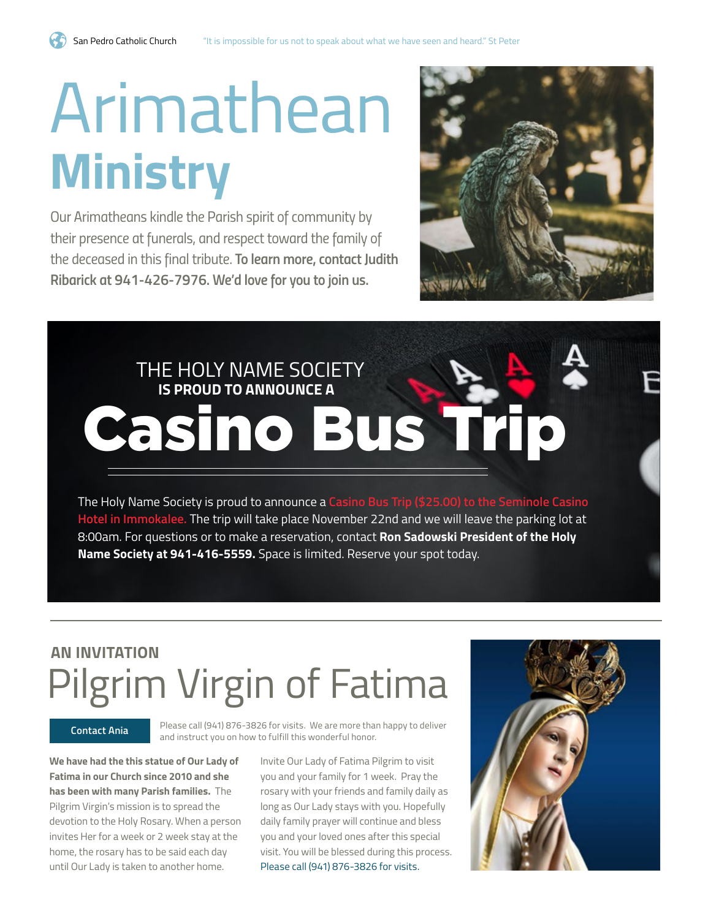# Arimathean Ministry

Our Arimatheans kindle the Parish spirit of community by their presence at funerals, and respect toward the family of the deceased in this final tribute. **To learn more, contact Judith Ribarick at 941-426-7976. We'd love for you to join us.**

THE HOLY NAME SOCIETY
**IS PROUD TO ANNOUNCE A**

# Casino Bus Trip

The Holy Name Society is proud to announce a Casino Bus Trip ($25.00) to the Seminole Casino Hotel in Immokalee. The trip will take place November 22nd and we will leave the parking lot at 8:00am. For questions or to make a reservation, contact **Ron Sadowski President of the Holy Name Society at 941-416-5559.** Space is limited. Reserve your spot today.

---

**AN INVITATION**

# Pilgrim Virgin of Fatima

**Contact Ania**

Please call (941) 876-3826 for visits. We are more than happy to deliver and instruct you on how to fulfill this wonderful honor.

**We have had the this statue of Our Lady of Fatima in our Church since 2010 and she has been with many Parish families.** The Pilgrim Virgin's mission is to spread the devotion to the Holy Rosary. When a person invites Her for a week or 2 week stay at the home, the rosary has to be said each day until Our Lady is taken to another home.

Invite Our Lady of Fatima Pilgrim to visit you and your family for 1 week. Pray the rosary with your friends and family daily as long as Our Lady stays with you. Hopefully daily family prayer will continue and bless you and your loved ones after this special visit. You will be blessed during this process. Please call (941) 876-3826 for visits.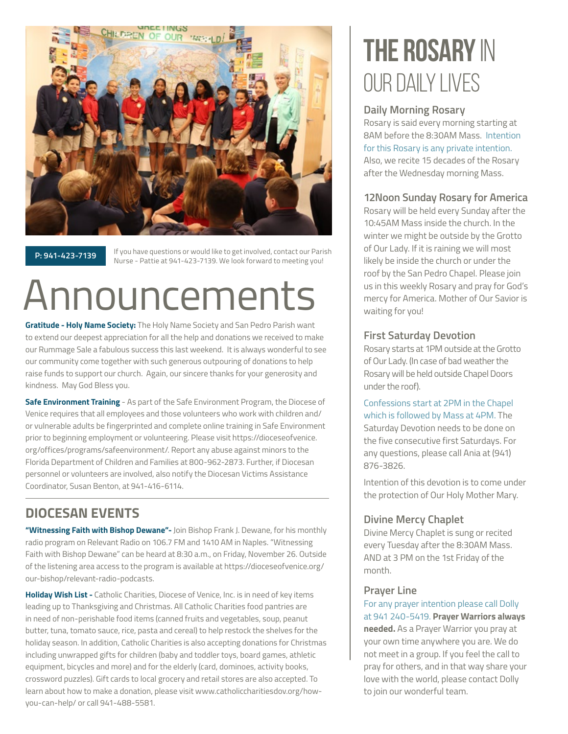**P: 941-423-7139**

If you have questions or would like to get involved, contact our Parish Nurse - Pattie at 941-423-7139. We look forward to meeting you!

# Announcements

**Gratitude - Holy Name Society:** The Holy Name Society and San Pedro Parish want to extend our deepest appreciation for all the help and donations we received to make our Rummage Sale a fabulous success this last weekend. It is always wonderful to see our community come together with such generous outpouring of donations to help raise funds to support our church. Again, our sincere thanks for your generosity and kindness. May God Bless you.

**Safe Environment Training** - As part of the Safe Environment Program, the Diocese of Venice requires that all employees and those volunteers who work with children and/or vulnerable adults be fingerprinted and complete online training in Safe Environment prior to beginning employment or volunteering. Please visit https://dioceseofvenice.org/offices/programs/safeenvironment/. Report any abuse against minors to the Florida Department of Children and Families at 800-962-2873. Further, if Diocesan personnel or volunteers are involved, also notify the Diocesan Victims Assistance Coordinator, Susan Benton, at 941-416-6114.

## DIOCESAN EVENTS

**"Witnessing Faith with Bishop Dewane"-** Join Bishop Frank J. Dewane, for his monthly radio program on Relevant Radio on 106.7 FM and 1410 AM in Naples. "Witnessing Faith with Bishop Dewane" can be heard at 8:30 a.m., on Friday, November 26. Outside of the listening area access to the program is available at https://dioceseofvenice.org/our-bishop/relevant-radio-podcasts.

**Holiday Wish List -** Catholic Charities, Diocese of Venice, Inc. is in need of key items leading up to Thanksgiving and Christmas. All Catholic Charities food pantries are in need of non-perishable food items (canned fruits and vegetables, soup, peanut butter, tuna, tomato sauce, rice, pasta and cereal) to help restock the shelves for the holiday season. In addition, Catholic Charities is also accepting donations for Christmas including unwrapped gifts for children (baby and toddler toys, board games, athletic equipment, bicycles and more) and for the elderly (card, dominoes, activity books, crossword puzzles). Gift cards to local grocery and retail stores are also accepted. To learn about how to make a donation, please visit www.catholiccharitiesdov.org/how-you-can-help/ or call 941-488-5581.

# THE ROSARY IN OUR DAILY LIVES

### Daily Morning Rosary

Rosary is said every morning starting at 8AM before the 8:30AM Mass. Intention for this Rosary is any private intention. Also, we recite 15 decades of the Rosary after the Wednesday morning Mass.

### 12Noon Sunday Rosary for America

Rosary will be held every Sunday after the 10:45AM Mass inside the church. In the winter we might be outside by the Grotto of Our Lady. If it is raining we will most likely be inside the church or under the roof by the San Pedro Chapel. Please join us in this weekly Rosary and pray for God's mercy for America. Mother of Our Savior is waiting for you!

### First Saturday Devotion

Rosary starts at 1PM outside at the Grotto of Our Lady. (In case of bad weather the Rosary will be held outside Chapel Doors under the roof).

Confessions start at 2PM in the Chapel which is followed by Mass at 4PM. The Saturday Devotion needs to be done on the five consecutive first Saturdays. For any questions, please call Ania at (941) 876-3826.

Intention of this devotion is to come under the protection of Our Holy Mother Mary.

### Divine Mercy Chaplet

Divine Mercy Chaplet is sung or recited every Tuesday after the 8:30AM Mass. AND at 3 PM on the 1st Friday of the month.

### Prayer Line

For any prayer intention please call Dolly at 941 240-5419. **Prayer Warriors always needed.** As a Prayer Warrior you pray at your own time anywhere you are. We do not meet in a group. If you feel the call to pray for others, and in that way share your love with the world, please contact Dolly to join our wonderful team.